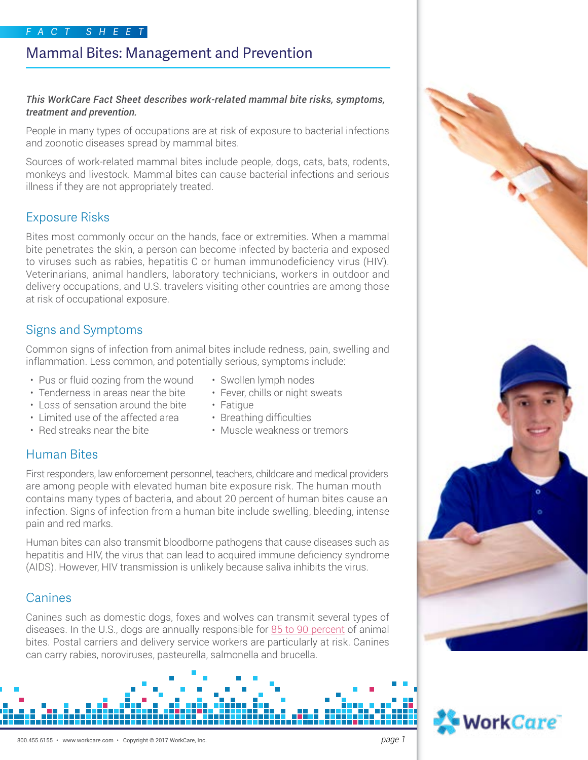FACT SHEET

# Mammal Bites: Management and Prevention

***This WorkCare Fact Sheet describes work-related mammal bite risks, symptoms, treatment and prevention.***

People in many types of occupations are at risk of exposure to bacterial infections and zoonotic diseases spread by mammal bites.

Sources of work-related mammal bites include people, dogs, cats, bats, rodents, monkeys and livestock. Mammal bites can cause bacterial infections and serious illness if they are not appropriately treated.

## Exposure Risks

Bites most commonly occur on the hands, face or extremities. When a mammal bite penetrates the skin, a person can become infected by bacteria and exposed to viruses such as rabies, hepatitis C or human immunodeficiency virus (HIV). Veterinarians, animal handlers, laboratory technicians, workers in outdoor and delivery occupations, and U.S. travelers visiting other countries are among those at risk of occupational exposure.

## Signs and Symptoms

Common signs of infection from animal bites include redness, pain, swelling and inflammation. Less common, and potentially serious, symptoms include:

- Pus or fluid oozing from the wound
- Tenderness in areas near the bite
- Loss of sensation around the bite
- Limited use of the affected area
- Red streaks near the bite
- Swollen lymph nodes
- Fever, chills or night sweats
- Fatigue
- Breathing difficulties
- Muscle weakness or tremors

## Human Bites

First responders, law enforcement personnel, teachers, childcare and medical providers are among people with elevated human bite exposure risk. The human mouth contains many types of bacteria, and about 20 percent of human bites cause an infection. Signs of infection from a human bite include swelling, bleeding, intense pain and red marks.

Human bites can also transmit bloodborne pathogens that cause diseases such as hepatitis and HIV, the virus that can lead to acquired immune deficiency syndrome (AIDS). However, HIV transmission is unlikely because saliva inhibits the virus.

## Canines

Canines such as domestic dogs, foxes and wolves can transmit several types of diseases. In the U.S., dogs are annually responsible for 85 to 90 percent of animal bites. Postal carriers and delivery service workers are particularly at risk. Canines can carry rabies, noroviruses, pasteurella, salmonella and brucella.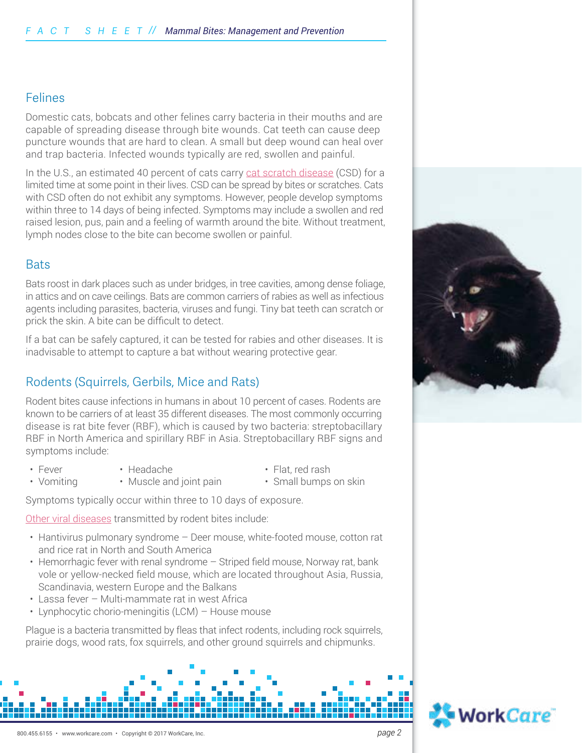## Felines

Domestic cats, bobcats and other felines carry bacteria in their mouths and are capable of spreading disease through bite wounds. Cat teeth can cause deep puncture wounds that are hard to clean. A small but deep wound can heal over and trap bacteria. Infected wounds typically are red, swollen and painful.

In the U.S., an estimated 40 percent of cats carry cat scratch disease (CSD) for a limited time at some point in their lives. CSD can be spread by bites or scratches. Cats with CSD often do not exhibit any symptoms. However, people develop symptoms within three to 14 days of being infected. Symptoms may include a swollen and red raised lesion, pus, pain and a feeling of warmth around the bite. Without treatment, lymph nodes close to the bite can become swollen or painful.

## Bats

Bats roost in dark places such as under bridges, in tree cavities, among dense foliage, in attics and on cave ceilings. Bats are common carriers of rabies as well as infectious agents including parasites, bacteria, viruses and fungi. Tiny bat teeth can scratch or prick the skin. A bite can be difficult to detect.

If a bat can be safely captured, it can be tested for rabies and other diseases. It is inadvisable to attempt to capture a bat without wearing protective gear.

## Rodents (Squirrels, Gerbils, Mice and Rats)

Rodent bites cause infections in humans in about 10 percent of cases. Rodents are known to be carriers of at least 35 different diseases. The most commonly occurring disease is rat bite fever (RBF), which is caused by two bacteria: streptobacillary RBF in North America and spirillary RBF in Asia. Streptobacillary RBF signs and symptoms include:

- Fever
- Vomiting
- Headache
- Muscle and joint pain
- Flat, red rash
- Small bumps on skin

Symptoms typically occur within three to 10 days of exposure.

Other viral diseases transmitted by rodent bites include:

- Hantivirus pulmonary syndrome – Deer mouse, white-footed mouse, cotton rat and rice rat in North and South America
- Hemorrhagic fever with renal syndrome – Striped field mouse, Norway rat, bank vole or yellow-necked field mouse, which are located throughout Asia, Russia, Scandinavia, western Europe and the Balkans
- Lassa fever – Multi-mammate rat in west Africa
- Lynphocytic chorio-meningitis (LCM) – House mouse

Plague is a bacteria transmitted by fleas that infect rodents, including rock squirrels, prairie dogs, wood rats, fox squirrels, and other ground squirrels and chipmunks.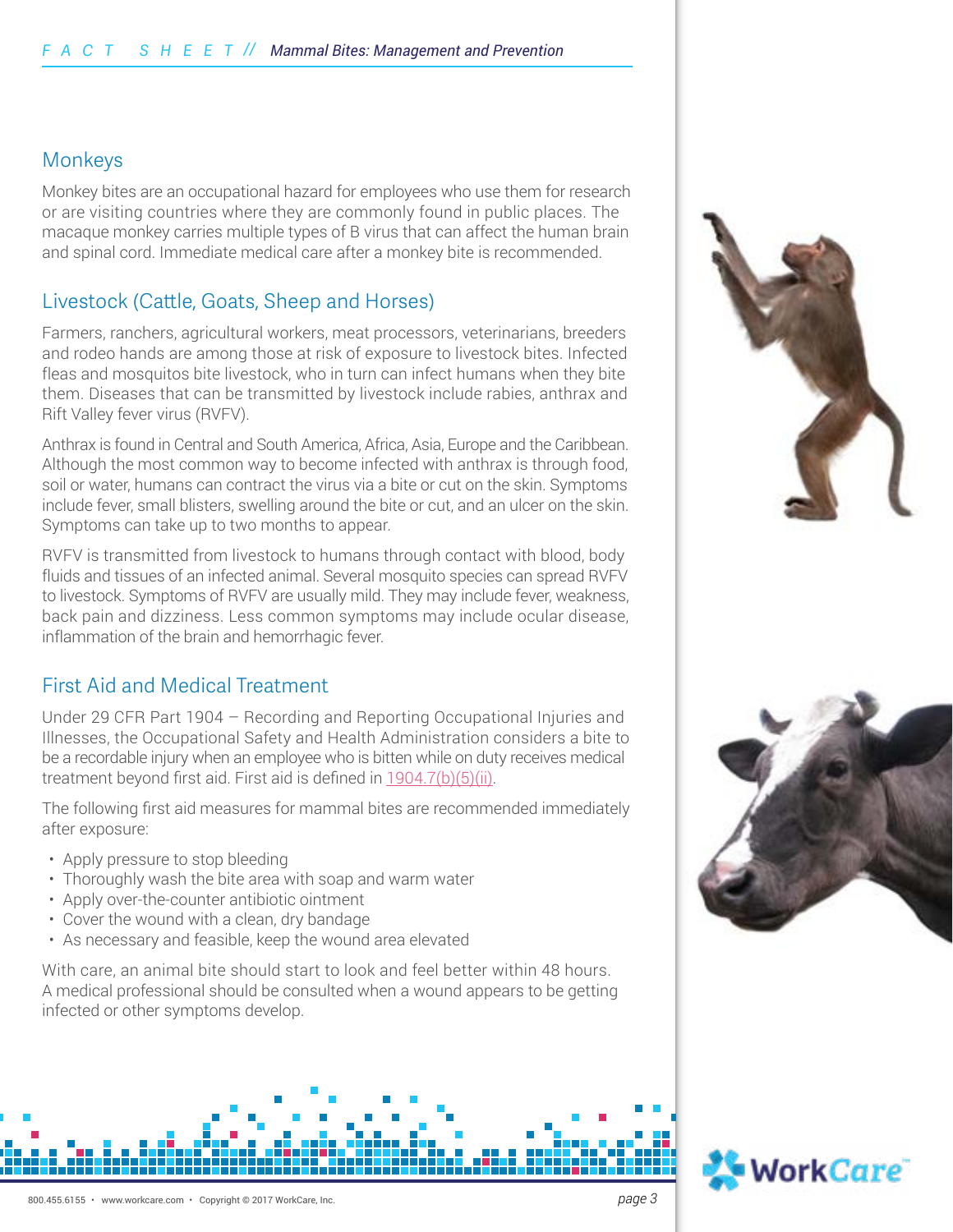## Monkeys

Monkey bites are an occupational hazard for employees who use them for research or are visiting countries where they are commonly found in public places. The macaque monkey carries multiple types of B virus that can affect the human brain and spinal cord. Immediate medical care after a monkey bite is recommended.

## Livestock (Cattle, Goats, Sheep and Horses)

Farmers, ranchers, agricultural workers, meat processors, veterinarians, breeders and rodeo hands are among those at risk of exposure to livestock bites. Infected fleas and mosquitos bite livestock, who in turn can infect humans when they bite them. Diseases that can be transmitted by livestock include rabies, anthrax and Rift Valley fever virus (RVFV).

Anthrax is found in Central and South America, Africa, Asia, Europe and the Caribbean. Although the most common way to become infected with anthrax is through food, soil or water, humans can contract the virus via a bite or cut on the skin. Symptoms include fever, small blisters, swelling around the bite or cut, and an ulcer on the skin. Symptoms can take up to two months to appear.

RVFV is transmitted from livestock to humans through contact with blood, body fluids and tissues of an infected animal. Several mosquito species can spread RVFV to livestock. Symptoms of RVFV are usually mild. They may include fever, weakness, back pain and dizziness. Less common symptoms may include ocular disease, inflammation of the brain and hemorrhagic fever.

## First Aid and Medical Treatment

Under 29 CFR Part 1904 – Recording and Reporting Occupational Injuries and Illnesses, the Occupational Safety and Health Administration considers a bite to be a recordable injury when an employee who is bitten while on duty receives medical treatment beyond first aid. First aid is defined in 1904.7(b)(5)(ii).

The following first aid measures for mammal bites are recommended immediately after exposure:

- Apply pressure to stop bleeding
- Thoroughly wash the bite area with soap and warm water
- Apply over-the-counter antibiotic ointment
- Cover the wound with a clean, dry bandage
- As necessary and feasible, keep the wound area elevated

With care, an animal bite should start to look and feel better within 48 hours. A medical professional should be consulted when a wound appears to be getting infected or other symptoms develop.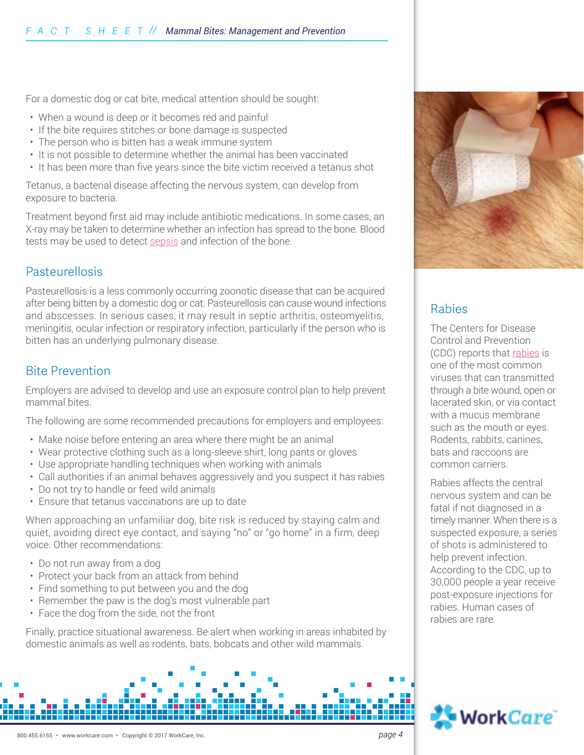For a domestic dog or cat bite, medical attention should be sought:

- When a wound is deep or it becomes red and painful
- If the bite requires stitches or bone damage is suspected
- The person who is bitten has a weak immune system
- It is not possible to determine whether the animal has been vaccinated
- It has been more than five years since the bite victim received a tetanus shot

Tetanus, a bacterial disease affecting the nervous system, can develop from exposure to bacteria.

Treatment beyond first aid may include antibiotic medications. In some cases, an X-ray may be taken to determine whether an infection has spread to the bone. Blood tests may be used to detect sepsis and infection of the bone.

## Pasteurellosis

Pasteurellosis is a less commonly occurring zoonotic disease that can be acquired after being bitten by a domestic dog or cat. Pasteurellosis can cause wound infections and abscesses. In serious cases, it may result in septic arthritis, osteomyelitis, meningitis, ocular infection or respiratory infection, particularly if the person who is bitten has an underlying pulmonary disease.

## Bite Prevention

Employers are advised to develop and use an exposure control plan to help prevent mammal bites.

The following are some recommended precautions for employers and employees:

- Make noise before entering an area where there might be an animal
- Wear protective clothing such as a long-sleeve shirt, long pants or gloves
- Use appropriate handling techniques when working with animals
- Call authorities if an animal behaves aggressively and you suspect it has rabies
- Do not try to handle or feed wild animals
- Ensure that tetanus vaccinations are up to date

When approaching an unfamiliar dog, bite risk is reduced by staying calm and quiet, avoiding direct eye contact, and saying "no" or "go home" in a firm, deep voice. Other recommendations:

- Do not run away from a dog
- Protect your back from an attack from behind
- Find something to put between you and the dog
- Remember the paw is the dog's most vulnerable part
- Face the dog from the side, not the front

Finally, practice situational awareness. Be alert when working in areas inhabited by domestic animals as well as rodents, bats, bobcats and other wild mammals.

## Rabies

The Centers for Disease Control and Prevention (CDC) reports that rabies is one of the most common viruses that can transmitted through a bite wound, open or lacerated skin, or via contact with a mucus membrane such as the mouth or eyes. Rodents, rabbits, canines, bats and raccoons are common carriers.

Rabies affects the central nervous system and can be fatal if not diagnosed in a timely manner. When there is a suspected exposure, a series of shots is administered to help prevent infection. According to the CDC, up to 30,000 people a year receive post-exposure injections for rabies. Human cases of rabies are rare.